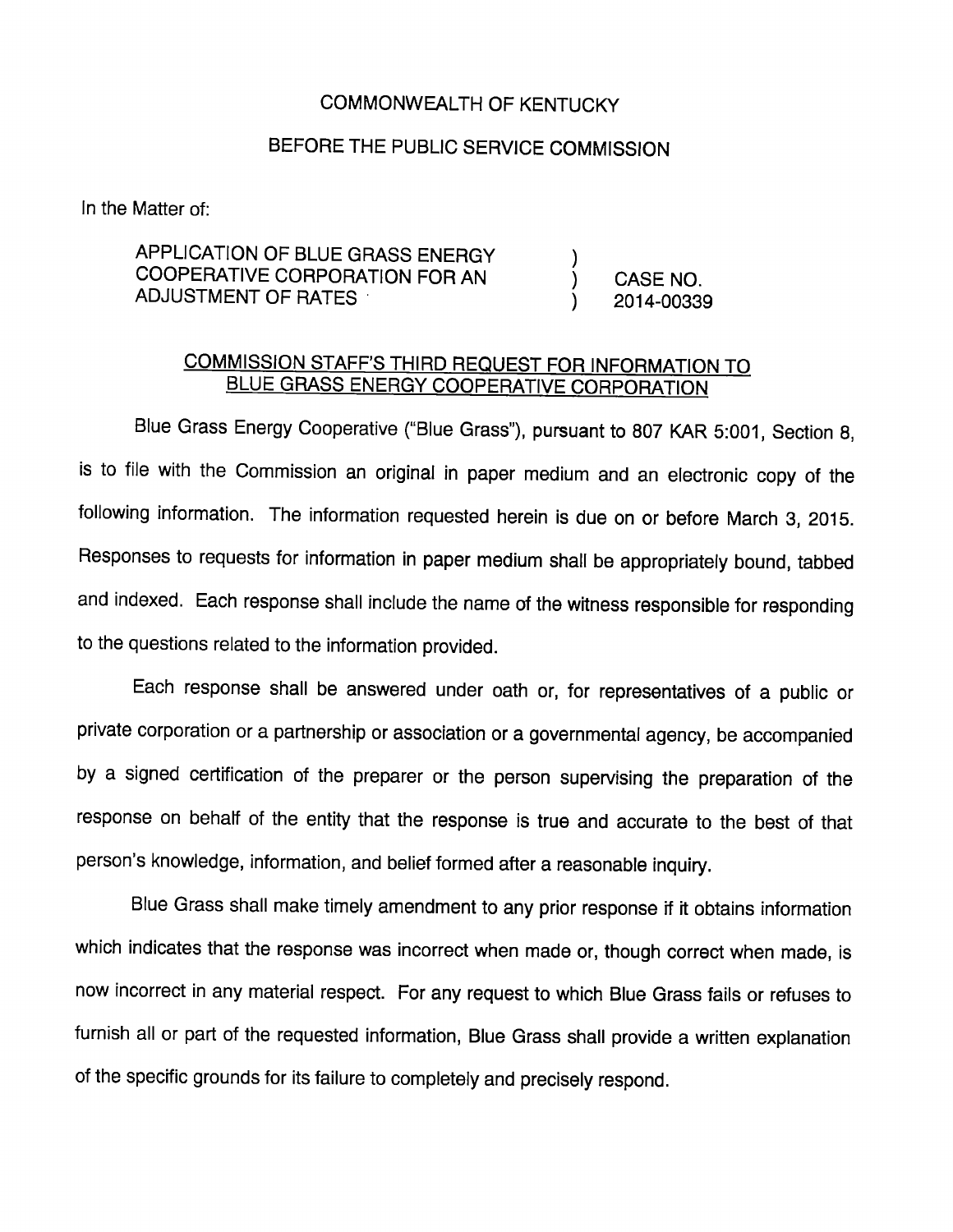COMMONWEALTH OF KENTUCKY

BEFORE THE PUBLIC SERVICE COMMISSION

In the Matter of:

| | | |
|---|---|---|
| APPLICATION OF BLUE GRASS ENERGY COOPERATIVE CORPORATION FOR AN ADJUSTMENT OF RATES | ) ) ) | CASE NO. 2014-00339 |

**COMMISSION STAFF'S THIRD REQUEST FOR INFORMATION TO BLUE GRASS ENERGY COOPERATIVE CORPORATION**

Blue Grass Energy Cooperative ("Blue Grass"), pursuant to 807 KAR 5:001, Section 8, is to file with the Commission an original in paper medium and an electronic copy of the following information. The information requested herein is due on or before March 3, 2015. Responses to requests for information in paper medium shall be appropriately bound, tabbed and indexed. Each response shall include the name of the witness responsible for responding to the questions related to the information provided.

Each response shall be answered under oath or, for representatives of a public or private corporation or a partnership or association or a governmental agency, be accompanied by a signed certification of the preparer or the person supervising the preparation of the response on behalf of the entity that the response is true and accurate to the best of that person's knowledge, information, and belief formed after a reasonable inquiry.

Blue Grass shall make timely amendment to any prior response if it obtains information which indicates that the response was incorrect when made or, though correct when made, is now incorrect in any material respect. For any request to which Blue Grass fails or refuses to furnish all or part of the requested information, Blue Grass shall provide a written explanation of the specific grounds for its failure to completely and precisely respond.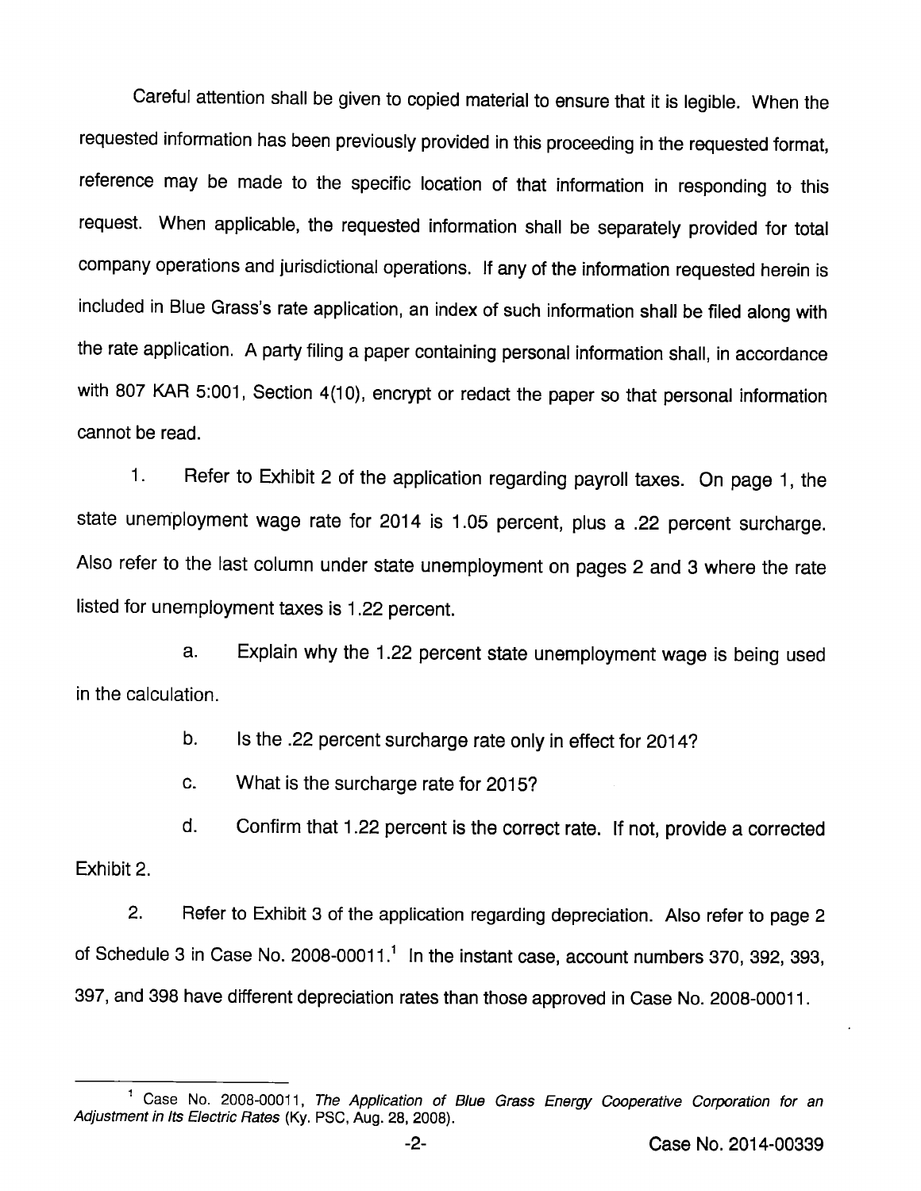Careful attention shall be given to copied material to ensure that it is legible. When the requested information has been previously provided in this proceeding in the requested format, reference may be made to the specific location of that information in responding to this request. When applicable, the requested information shall be separately provided for total company operations and jurisdictional operations. If any of the information requested herein is included in Blue Grass's rate application, an index of such information shall be filed along with the rate application. A party filing a paper containing personal information shall, in accordance with 807 KAR 5:001, Section 4(10), encrypt or redact the paper so that personal information cannot be read.

1. Refer to Exhibit 2 of the application regarding payroll taxes. On page 1, the state unemployment wage rate for 2014 is 1.05 percent, plus a .22 percent surcharge. Also refer to the last column under state unemployment on pages 2 and 3 where the rate listed for unemployment taxes is 1.22 percent.

   a. Explain why the 1.22 percent state unemployment wage is being used in the calculation.

   b. Is the .22 percent surcharge rate only in effect for 2014?

   c. What is the surcharge rate for 2015?

   d. Confirm that 1.22 percent is the correct rate. If not, provide a corrected Exhibit 2.

2. Refer to Exhibit 3 of the application regarding depreciation. Also refer to page 2 of Schedule 3 in Case No. 2008-00011.[1] In the instant case, account numbers 370, 392, 393, 397, and 398 have different depreciation rates than those approved in Case No. 2008-00011.

---

[1] Case No. 2008-00011, *The Application of Blue Grass Energy Cooperative Corporation for an Adjustment in Its Electric Rates* (Ky. PSC, Aug. 28, 2008).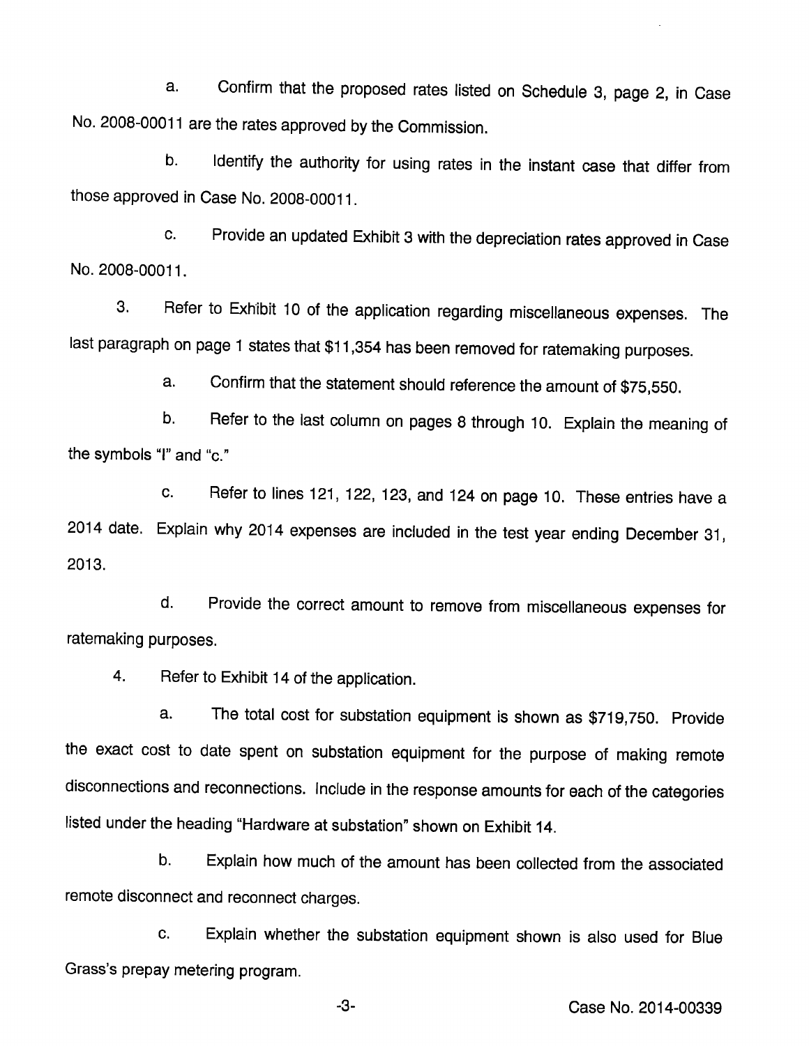a. Confirm that the proposed rates listed on Schedule 3, page 2, in Case No. 2008-00011 are the rates approved by the Commission.

b. Identify the authority for using rates in the instant case that differ from those approved in Case No. 2008-00011.

c. Provide an updated Exhibit 3 with the depreciation rates approved in Case No. 2008-00011.

3. Refer to Exhibit 10 of the application regarding miscellaneous expenses. The last paragraph on page 1 states that $11,354 has been removed for ratemaking purposes.

a. Confirm that the statement should reference the amount of $75,550.

b. Refer to the last column on pages 8 through 10. Explain the meaning of the symbols "I" and "c."

c. Refer to lines 121, 122, 123, and 124 on page 10. These entries have a 2014 date. Explain why 2014 expenses are included in the test year ending December 31, 2013.

d. Provide the correct amount to remove from miscellaneous expenses for ratemaking purposes.

4. Refer to Exhibit 14 of the application.

a. The total cost for substation equipment is shown as $719,750. Provide the exact cost to date spent on substation equipment for the purpose of making remote disconnections and reconnections. Include in the response amounts for each of the categories listed under the heading "Hardware at substation" shown on Exhibit 14.

b. Explain how much of the amount has been collected from the associated remote disconnect and reconnect charges.

c. Explain whether the substation equipment shown is also used for Blue Grass's prepay metering program.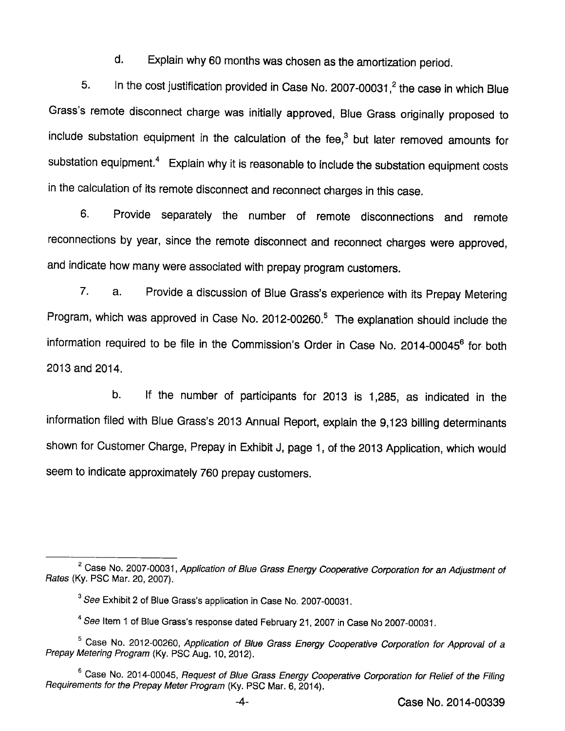d. Explain why 60 months was chosen as the amortization period.

5. In the cost justification provided in Case No. 2007-00031,[2] the case in which Blue Grass's remote disconnect charge was initially approved, Blue Grass originally proposed to include substation equipment in the calculation of the fee,[3] but later removed amounts for substation equipment.[4] Explain why it is reasonable to include the substation equipment costs in the calculation of its remote disconnect and reconnect charges in this case.

6. Provide separately the number of remote disconnections and remote reconnections by year, since the remote disconnect and reconnect charges were approved, and indicate how many were associated with prepay program customers.

7. a. Provide a discussion of Blue Grass's experience with its Prepay Metering Program, which was approved in Case No. 2012-00260.[5] The explanation should include the information required to be file in the Commission's Order in Case No. 2014-00045[6] for both 2013 and 2014.

b. If the number of participants for 2013 is 1,285, as indicated in the information filed with Blue Grass's 2013 Annual Report, explain the 9,123 billing determinants shown for Customer Charge, Prepay in Exhibit J, page 1, of the 2013 Application, which would seem to indicate approximately 760 prepay customers.

---

[2] Case No. 2007-00031, *Application of Blue Grass Energy Cooperative Corporation for an Adjustment of Rates* (Ky. PSC Mar. 20, 2007).

[3] *See* Exhibit 2 of Blue Grass's application in Case No. 2007-00031.

[4] *See* Item 1 of Blue Grass's response dated February 21, 2007 in Case No 2007-00031.

[5] Case No. 2012-00260, *Application of Blue Grass Energy Cooperative Corporation for Approval of a Prepay Metering Program* (Ky. PSC Aug. 10, 2012).

[6] Case No. 2014-00045, *Request of Blue Grass Energy Cooperative Corporation for Relief of the Filing Requirements for the Prepay Meter Program* (Ky. PSC Mar. 6, 2014).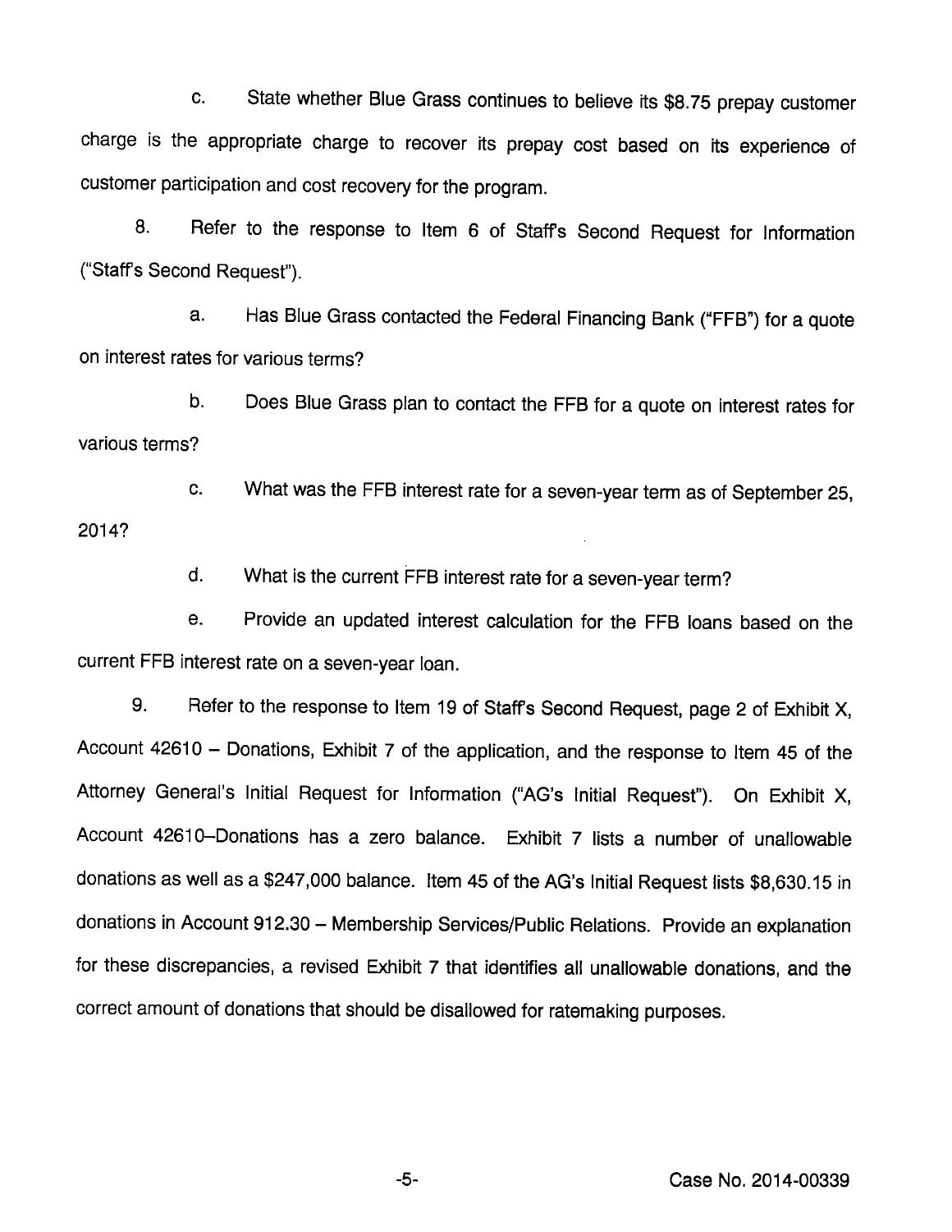c. State whether Blue Grass continues to believe its $8.75 prepay customer charge is the appropriate charge to recover its prepay cost based on its experience of customer participation and cost recovery for the program.

8. Refer to the response to Item 6 of Staff's Second Request for Information ("Staff's Second Request").

a. Has Blue Grass contacted the Federal Financing Bank ("FFB") for a quote on interest rates for various terms?

b. Does Blue Grass plan to contact the FFB for a quote on interest rates for various terms?

c. What was the FFB interest rate for a seven-year term as of September 25, 2014?

d. What is the current FFB interest rate for a seven-year term?

e. Provide an updated interest calculation for the FFB loans based on the current FFB interest rate on a seven-year loan.

9. Refer to the response to Item 19 of Staff's Second Request, page 2 of Exhibit X, Account 42610 – Donations, Exhibit 7 of the application, and the response to Item 45 of the Attorney General's Initial Request for Information ("AG's Initial Request"). On Exhibit X, Account 42610–Donations has a zero balance. Exhibit 7 lists a number of unallowable donations as well as a $247,000 balance. Item 45 of the AG's Initial Request lists $8,630.15 in donations in Account 912.30 – Membership Services/Public Relations. Provide an explanation for these discrepancies, a revised Exhibit 7 that identifies all unallowable donations, and the correct amount of donations that should be disallowed for ratemaking purposes.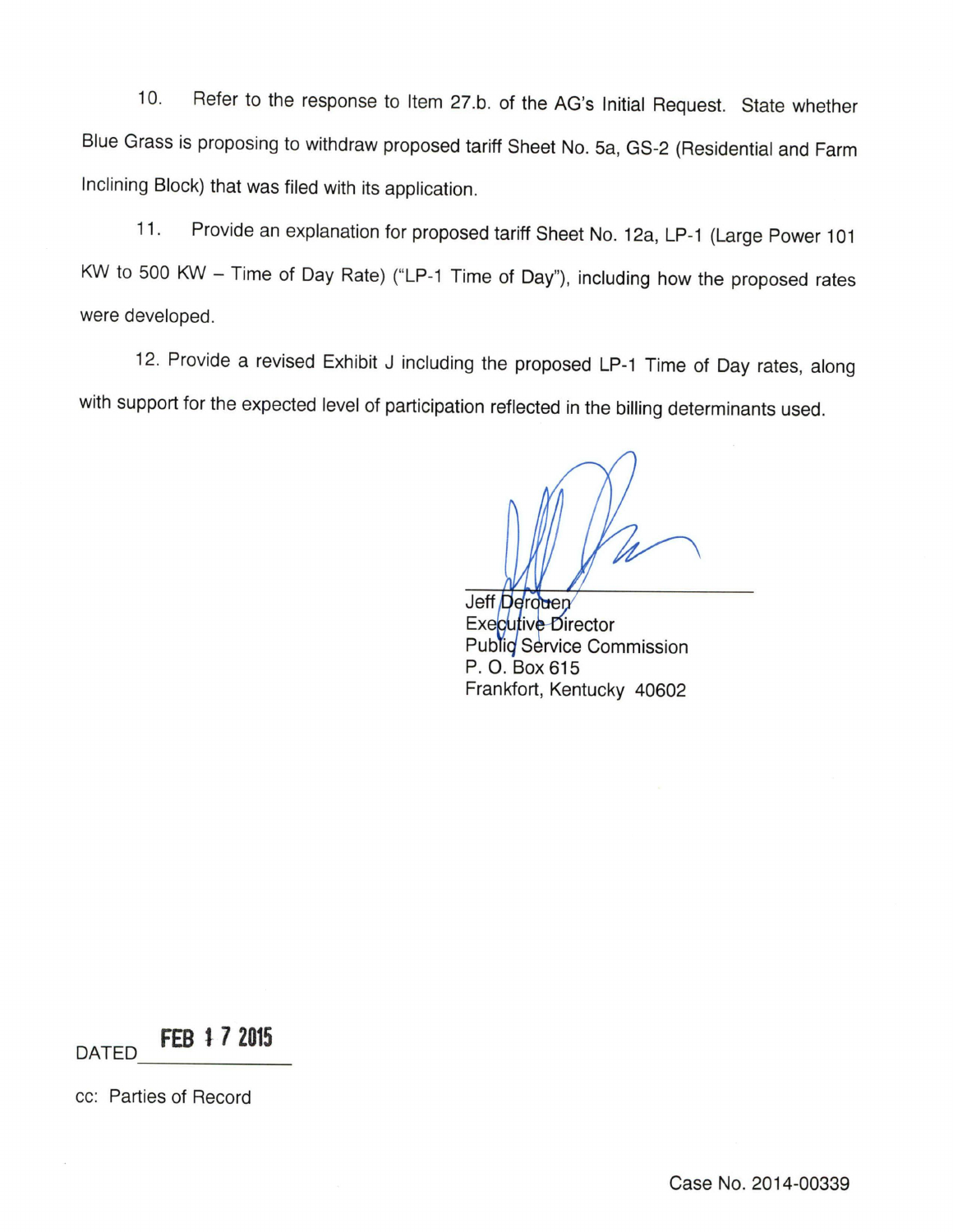10. Refer to the response to Item 27.b. of the AG's Initial Request. State whether Blue Grass is proposing to withdraw proposed tariff Sheet No. 5a, GS-2 (Residential and Farm Inclining Block) that was filed with its application.

11. Provide an explanation for proposed tariff Sheet No. 12a, LP-1 (Large Power 101 KW to 500 KW – Time of Day Rate) ("LP-1 Time of Day"), including how the proposed rates were developed.

12. Provide a revised Exhibit J including the proposed LP-1 Time of Day rates, along with support for the expected level of participation reflected in the billing determinants used.

Jeff Derouen
Executive Director
Public Service Commission
P. O. Box 615
Frankfort, Kentucky 40602

DATED FEB 17 2015

cc: Parties of Record

Case No. 2014-00339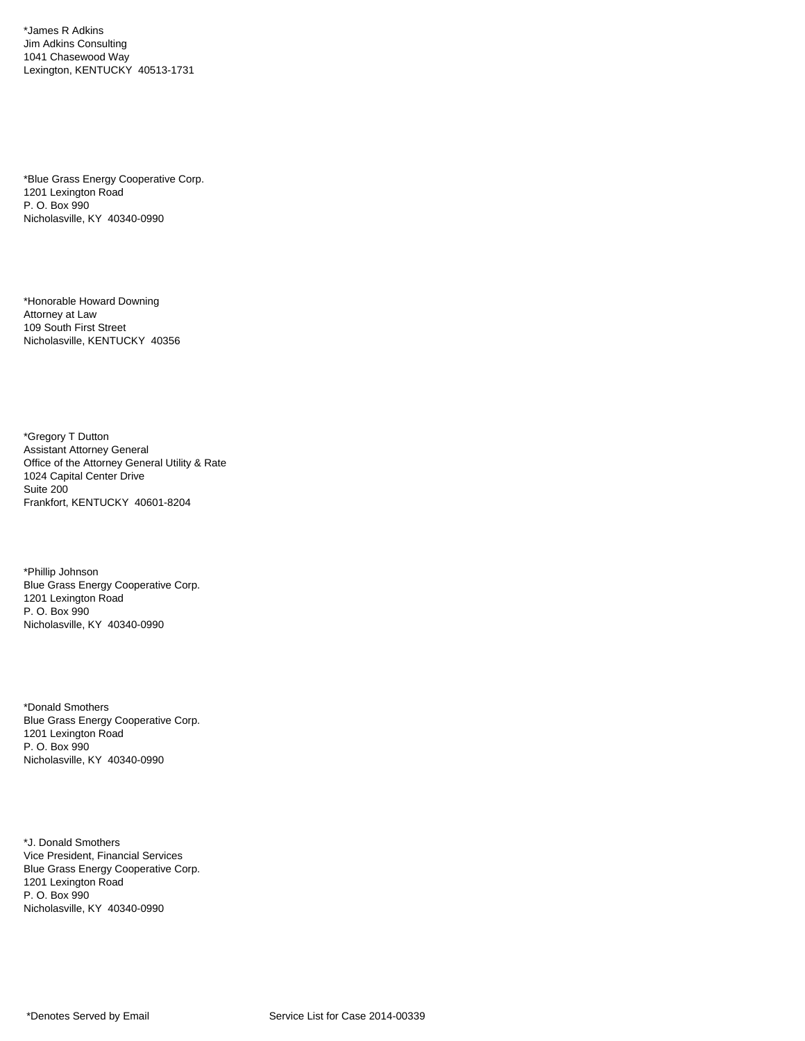*James R Adkins
Jim Adkins Consulting
1041 Chasewood Way
Lexington, KENTUCKY  40513-1731

*Blue Grass Energy Cooperative Corp.
1201 Lexington Road
P. O. Box 990
Nicholasville, KY  40340-0990

*Honorable Howard Downing
Attorney at Law
109 South First Street
Nicholasville, KENTUCKY  40356

*Gregory T Dutton
Assistant Attorney General
Office of the Attorney General Utility & Rate
1024 Capital Center Drive
Suite 200
Frankfort, KENTUCKY  40601-8204

*Phillip Johnson
Blue Grass Energy Cooperative Corp.
1201 Lexington Road
P. O. Box 990
Nicholasville, KY  40340-0990

*Donald Smothers
Blue Grass Energy Cooperative Corp.
1201 Lexington Road
P. O. Box 990
Nicholasville, KY  40340-0990

*J. Donald Smothers
Vice President, Financial Services
Blue Grass Energy Cooperative Corp.
1201 Lexington Road
P. O. Box 990
Nicholasville, KY  40340-0990

*Denotes Served by Email

Service List for Case 2014-00339